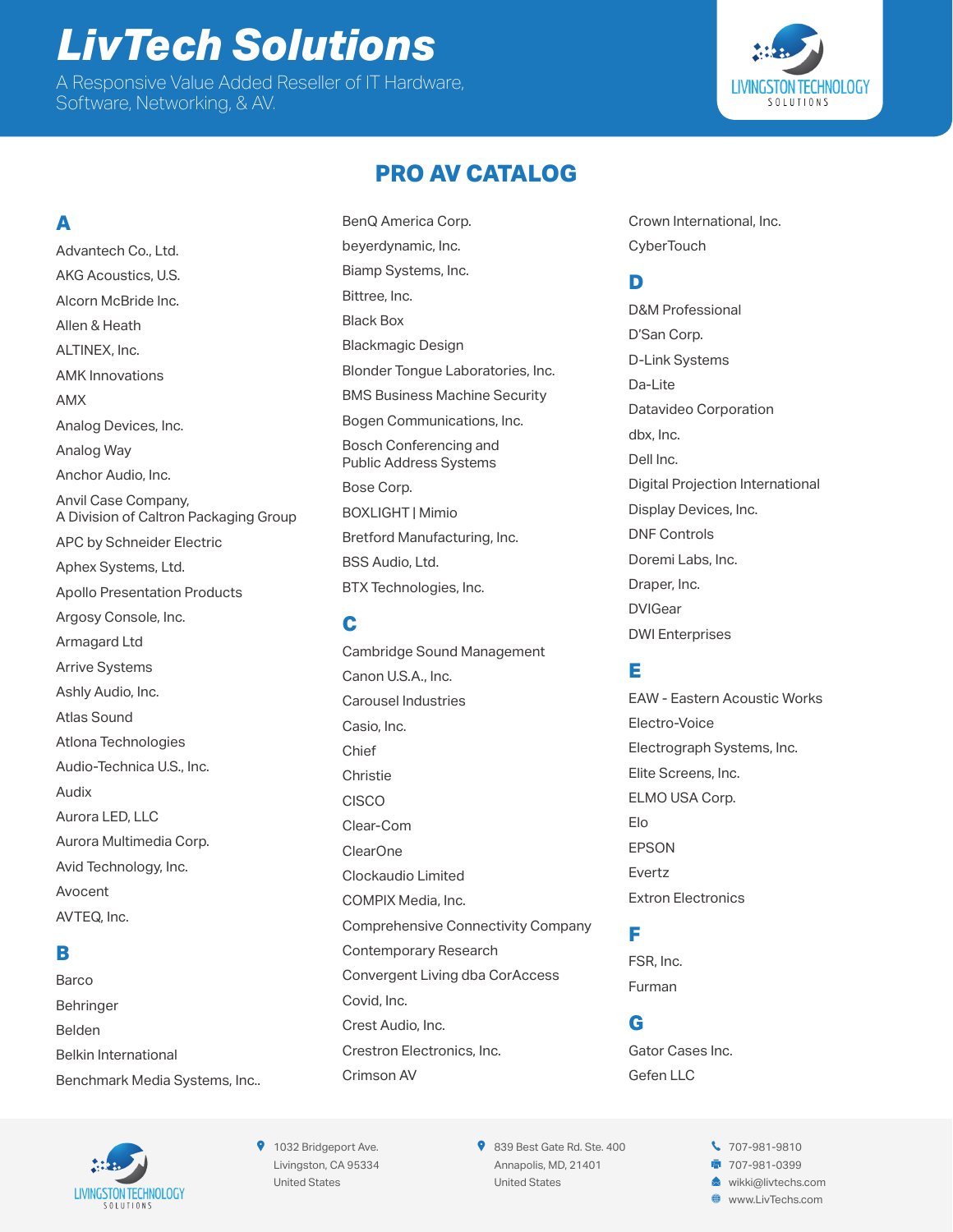# LivTech Solutions

A Responsive Value Added Reseller of IT Hardware, Software, Networking, & AV.

LIVINGSTON TECHNOLOGY SOLUTIONS

## PRO AV CATALOG

### A

Advantech Co., Ltd.
AKG Acoustics, U.S.
Alcorn McBride Inc.
Allen & Heath
ALTINEX, Inc.
AMK Innovations
AMX
Analog Devices, Inc.
Analog Way
Anchor Audio, Inc.
Anvil Case Company, A Division of Caltron Packaging Group
APC by Schneider Electric
Aphex Systems, Ltd.
Apollo Presentation Products
Argosy Console, Inc.
Armagard Ltd
Arrive Systems
Ashly Audio, Inc.
Atlas Sound
Atlona Technologies
Audio-Technica U.S., Inc.
Audix
Aurora LED, LLC
Aurora Multimedia Corp.
Avid Technology, Inc.
Avocent
AVTEQ, Inc.

### B

Barco
Behringer
Belden
Belkin International
Benchmark Media Systems, Inc..
BenQ America Corp.
beyerdynamic, Inc.
Biamp Systems, Inc.
Bittree, Inc.
Black Box
Blackmagic Design
Blonder Tongue Laboratories, Inc.
BMS Business Machine Security
Bogen Communications, Inc.
Bosch Conferencing and Public Address Systems
Bose Corp.
BOXLIGHT | Mimio
Bretford Manufacturing, Inc.
BSS Audio, Ltd.
BTX Technologies, Inc.

### C

Cambridge Sound Management
Canon U.S.A., Inc.
Carousel Industries
Casio, Inc.
Chief
Christie
CISCO
Clear-Com
ClearOne
Clockaudio Limited
COMPIX Media, Inc.
Comprehensive Connectivity Company
Contemporary Research
Convergent Living dba CorAccess
Covid, Inc.
Crest Audio, Inc.
Crestron Electronics, Inc.
Crimson AV
Crown International, Inc.
CyberTouch

### D

D&M Professional
D'San Corp.
D-Link Systems
Da-Lite
Datavideo Corporation
dbx, Inc.
Dell Inc.
Digital Projection International
Display Devices, Inc.
DNF Controls
Doremi Labs, Inc.
Draper, Inc.
DVIGear
DWI Enterprises

### E

EAW - Eastern Acoustic Works
Electro-Voice
Electrograph Systems, Inc.
Elite Screens, Inc.
ELMO USA Corp.
Elo
EPSON
Evertz
Extron Electronics

### F

FSR, Inc.
Furman

### G

Gator Cases Inc.
Gefen LLC

---

LIVINGSTON TECHNOLOGY SOLUTIONS

1032 Bridgeport Ave.
Livingston, CA 95334
United States

839 Best Gate Rd. Ste. 400
Annapolis, MD, 21401
United States

707-981-9810
707-981-0399
wikki@livtechs.com
www.LivTechs.com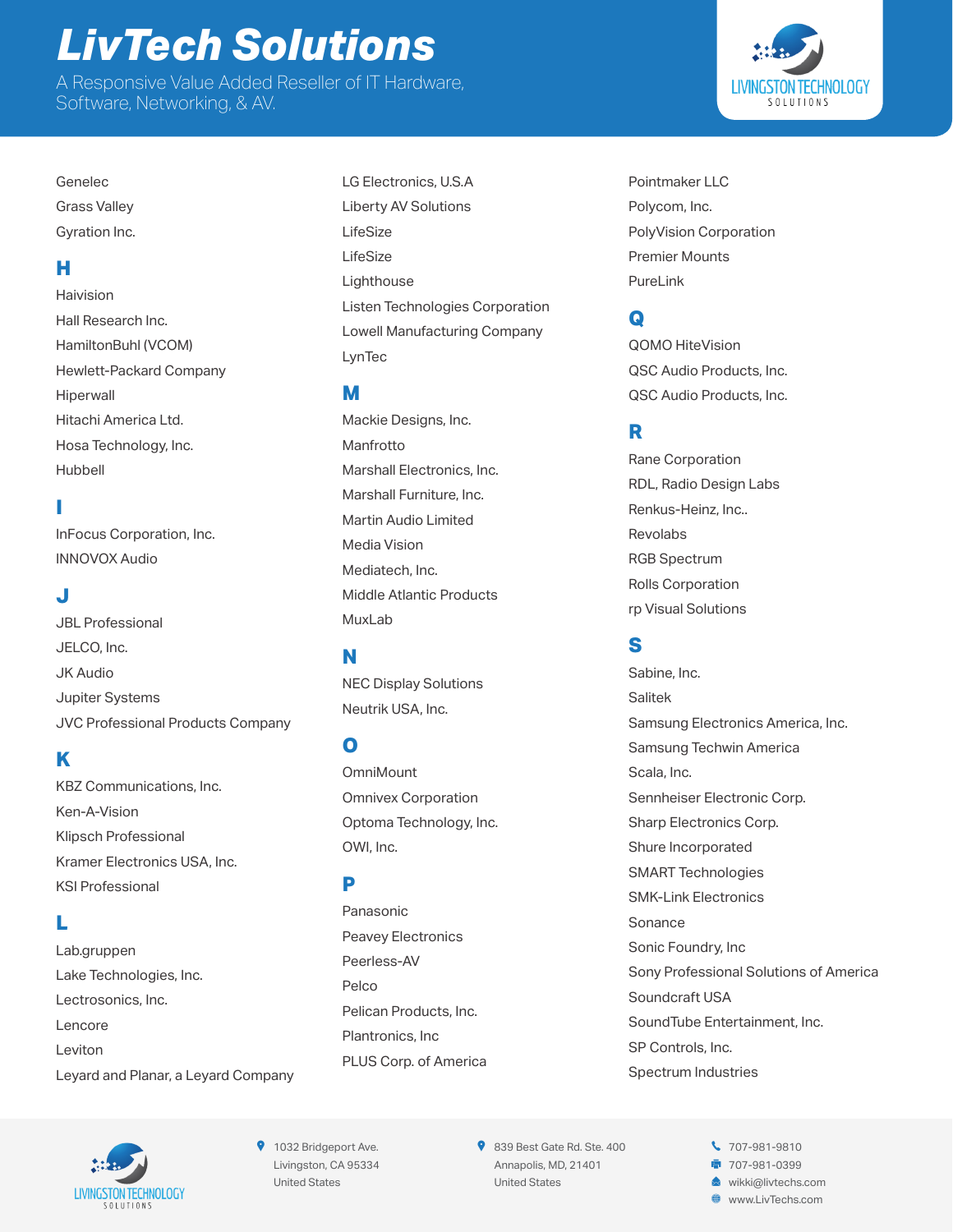# LivTech Solutions

A Responsive Value Added Reseller of IT Hardware, Software, Networking, & AV.

Genelec
Grass Valley
Gyration Inc.

## H

Haivision
Hall Research Inc.
HamiltonBuhl (VCOM)
Hewlett-Packard Company
Hiperwall
Hitachi America Ltd.
Hosa Technology, Inc.
Hubbell

## I

InFocus Corporation, Inc.
INNOVOX Audio

## J

JBL Professional
JELCO, Inc.
JK Audio
Jupiter Systems
JVC Professional Products Company

## K

KBZ Communications, Inc.
Ken-A-Vision
Klipsch Professional
Kramer Electronics USA, Inc.
KSI Professional

## L

Lab.gruppen
Lake Technologies, Inc.
Lectrosonics, Inc.
Lencore
Leviton
Leyard and Planar, a Leyard Company
LG Electronics, U.S.A
Liberty AV Solutions
LifeSize
LifeSize
Lighthouse
Listen Technologies Corporation
Lowell Manufacturing Company
LynTec

## M

Mackie Designs, Inc.
Manfrotto
Marshall Electronics, Inc.
Marshall Furniture, Inc.
Martin Audio Limited
Media Vision
Mediatech, Inc.
Middle Atlantic Products
MuxLab

## N

NEC Display Solutions
Neutrik USA, Inc.

## O

OmniMount
Omnivex Corporation
Optoma Technology, Inc.
OWI, Inc.

## P

Panasonic
Peavey Electronics
Peerless-AV
Pelco
Pelican Products, Inc.
Plantronics, Inc
PLUS Corp. of America
Pointmaker LLC
Polycom, Inc.
PolyVision Corporation
Premier Mounts
PureLink

## Q

QOMO HiteVision
QSC Audio Products, Inc.
QSC Audio Products, Inc.

## R

Rane Corporation
RDL, Radio Design Labs
Renkus-Heinz, Inc..
Revolabs
RGB Spectrum
Rolls Corporation
rp Visual Solutions

## S

Sabine, Inc.
Salitek
Samsung Electronics America, Inc.
Samsung Techwin America
Scala, Inc.
Sennheiser Electronic Corp.
Sharp Electronics Corp.
Shure Incorporated
SMART Technologies
SMK-Link Electronics
Sonance
Sonic Foundry, Inc
Sony Professional Solutions of America
Soundcraft USA
SoundTube Entertainment, Inc.
SP Controls, Inc.
Spectrum Industries

1032 Bridgeport Ave.
Livingston, CA 95334
United States

839 Best Gate Rd. Ste. 400
Annapolis, MD, 21401
United States

707-981-9810
707-981-0399
wikki@livtechs.com
www.LivTechs.com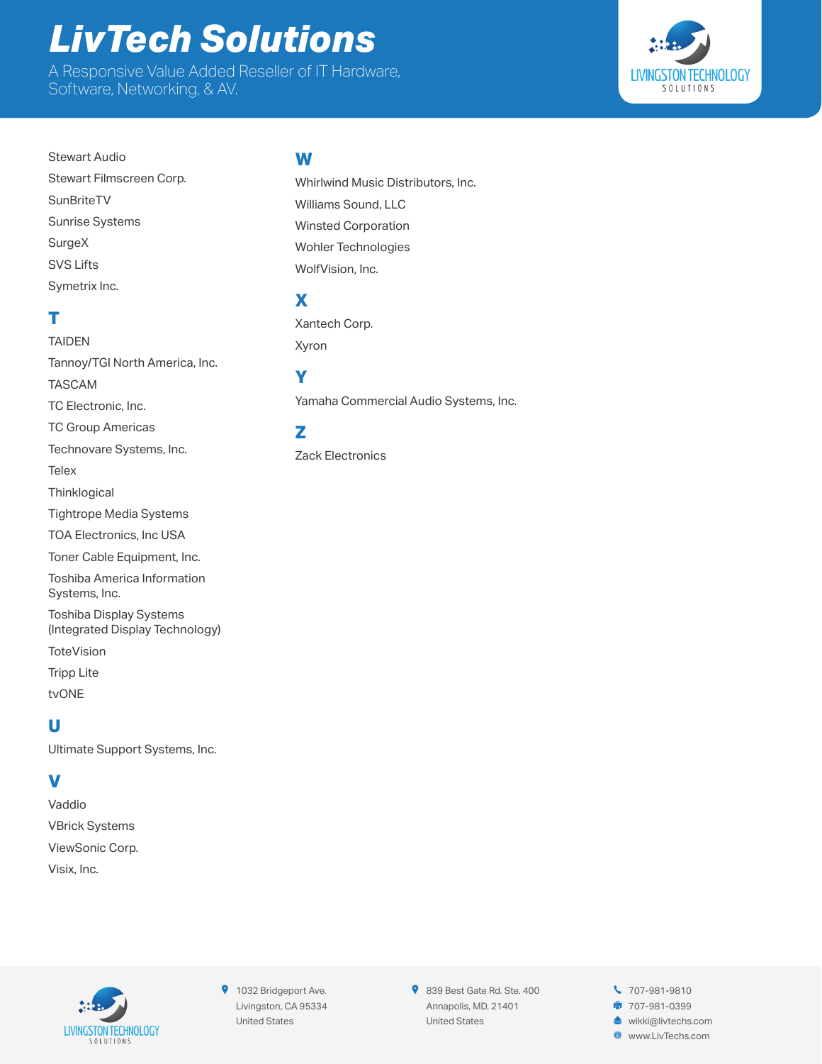# LivTech Solutions

A Responsive Value Added Reseller of IT Hardware, Software, Networking, & AV.

Stewart Audio

Stewart Filmscreen Corp.

SunBriteTV

Sunrise Systems

SurgeX

SVS Lifts

Symetrix Inc.

## T

TAIDEN

Tannoy/TGI North America, Inc.

TASCAM

TC Electronic, Inc.

TC Group Americas

Technovare Systems, Inc.

Telex

Thinklogical

Tightrope Media Systems

TOA Electronics, Inc USA

Toner Cable Equipment, Inc.

Toshiba America Information Systems, Inc.

Toshiba Display Systems (Integrated Display Technology)

ToteVision

Tripp Lite

tvONE

## U

Ultimate Support Systems, Inc.

## V

Vaddio

VBrick Systems

ViewSonic Corp.

Visix, Inc.

## W

Whirlwind Music Distributors, Inc.

Williams Sound, LLC

Winsted Corporation

Wohler Technologies

WolfVision, Inc.

## X

Xantech Corp.

Xyron

## Y

Yamaha Commercial Audio Systems, Inc.

## Z

Zack Electronics

1032 Bridgeport Ave.
Livingston, CA 95334
United States

839 Best Gate Rd. Ste. 400
Annapolis, MD, 21401
United States

707-981-9810
707-981-0399
wikki@livtechs.com
www.LivTechs.com